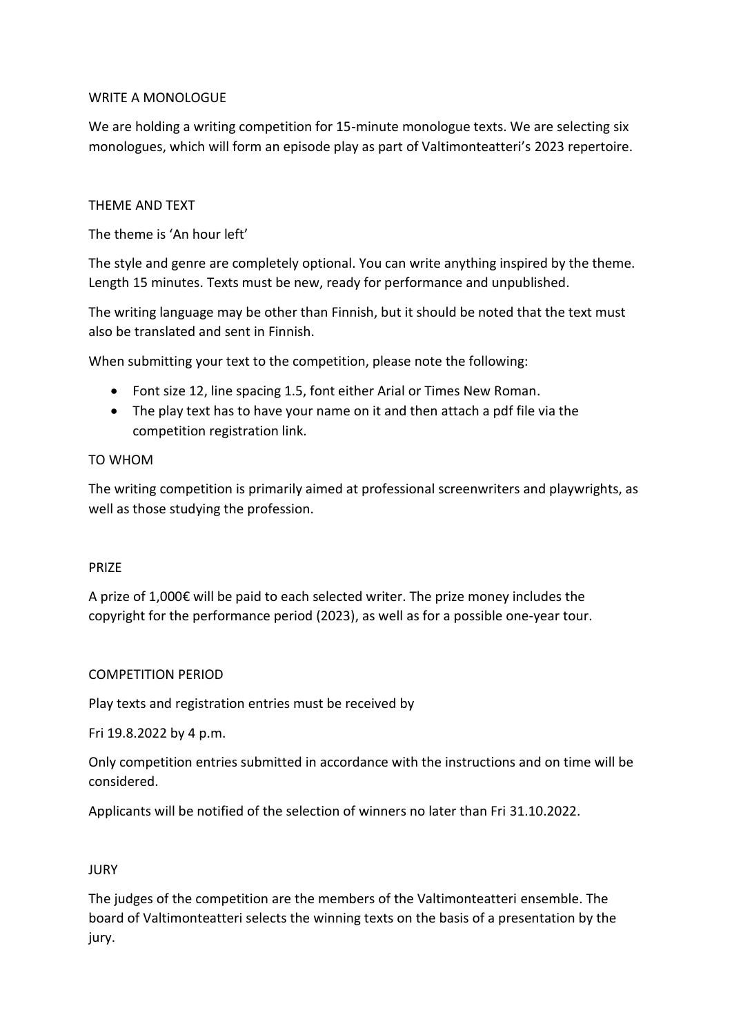# WRITE A MONOLOGUE

We are holding a writing competition for 15-minute monologue texts. We are selecting six monologues, which will form an episode play as part of Valtimonteatteri's 2023 repertoire.

## THEME AND TEXT

The theme is 'An hour left'

The style and genre are completely optional. You can write anything inspired by the theme. Length 15 minutes. Texts must be new, ready for performance and unpublished.

The writing language may be other than Finnish, but it should be noted that the text must also be translated and sent in Finnish.

When submitting your text to the competition, please note the following:

- Font size 12, line spacing 1.5, font either Arial or Times New Roman.
- The play text has to have your name on it and then attach a pdf file via the competition registration link.

## TO WHOM

The writing competition is primarily aimed at professional screenwriters and playwrights, as well as those studying the profession.

## PRIZE

A prize of 1,000€ will be paid to each selected writer. The prize money includes the copyright for the performance period (2023), as well as for a possible one-year tour.

## COMPETITION PERIOD

Play texts and registration entries must be received by

Fri 19.8.2022 by 4 p.m.

Only competition entries submitted in accordance with the instructions and on time will be considered.

Applicants will be notified of the selection of winners no later than Fri 31.10.2022.

## JURY

The judges of the competition are the members of the Valtimonteatteri ensemble. The board of Valtimonteatteri selects the winning texts on the basis of a presentation by the jury.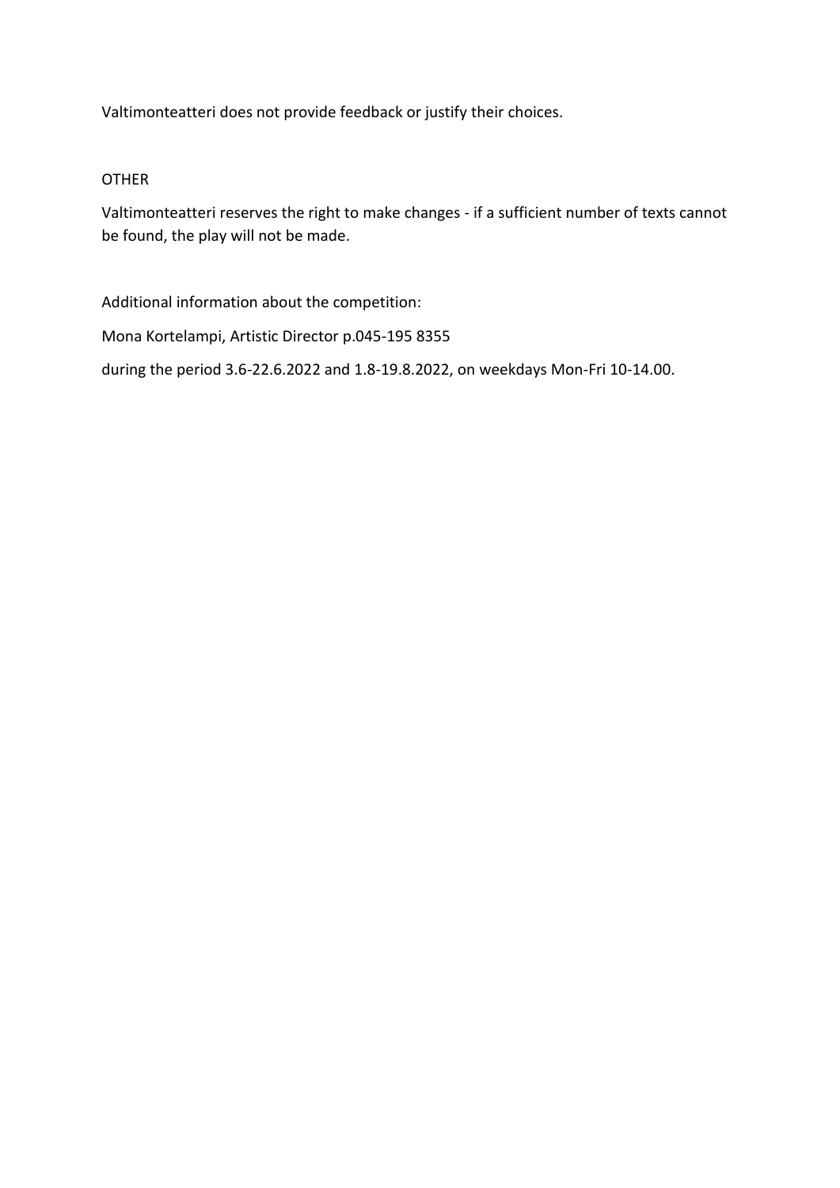Valtimonteatteri does not provide feedback or justify their choices.

## OTHER

Valtimonteatteri reserves the right to make changes - if a sufficient number of texts cannot be found, the play will not be made.

Additional information about the competition:

Mona Kortelampi, Artistic Director p.045-195 8355

during the period 3.6-22.6.2022 and 1.8-19.8.2022, on weekdays Mon-Fri 10-14.00.